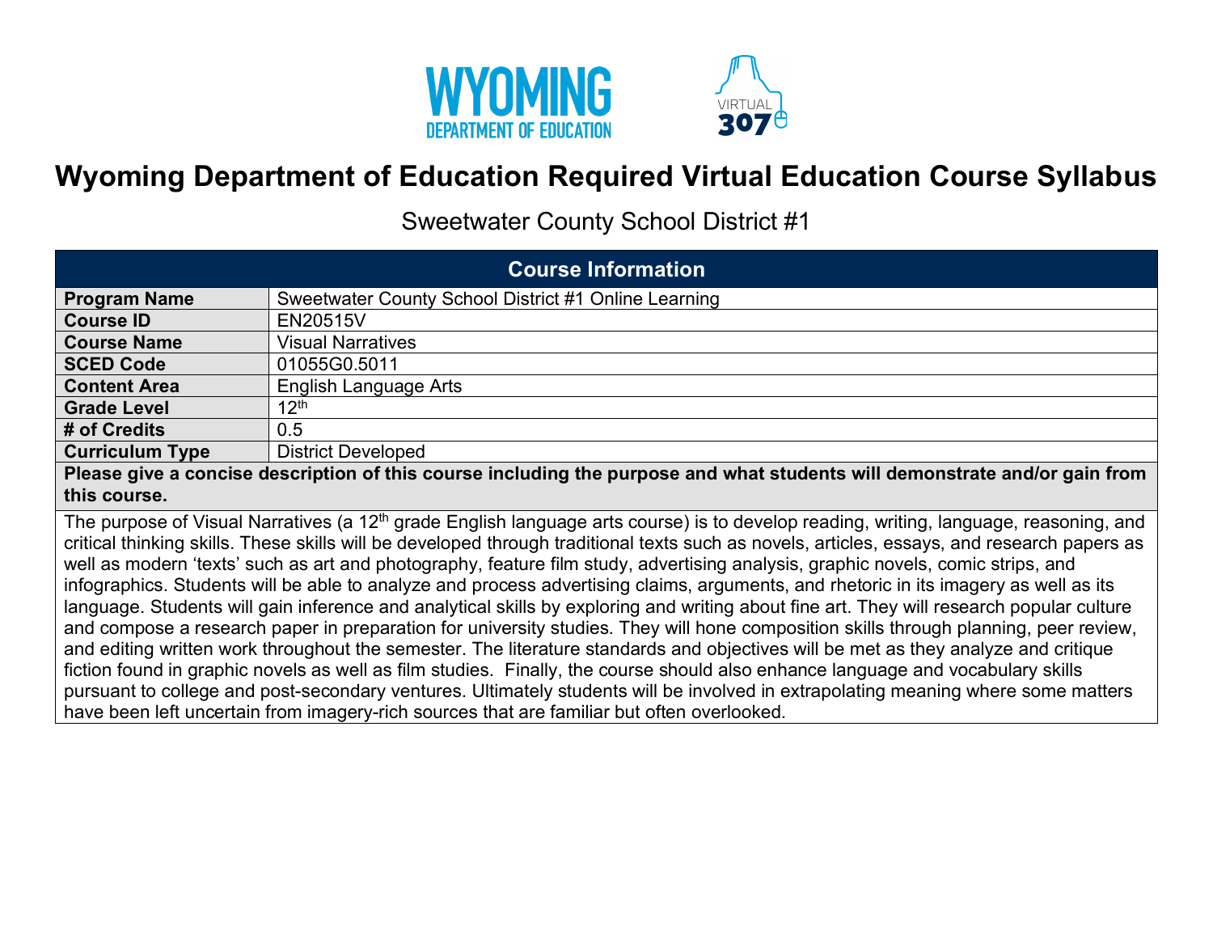# Wyoming Department of Education Required Virtual Education Course Syllabus

## Sweetwater County School District #1

| Course Information | |
|---|---|
| **Program Name** | Sweetwater County School District #1 Online Learning |
| **Course ID** | EN20515V |
| **Course Name** | Visual Narratives |
| **SCED Code** | 01055G0.5011 |
| **Content Area** | English Language Arts |
| **Grade Level** | 12th |
| **# of Credits** | 0.5 |
| **Curriculum Type** | District Developed |

**Please give a concise description of this course including the purpose and what students will demonstrate and/or gain from this course.**

The purpose of Visual Narratives (a 12th grade English language arts course) is to develop reading, writing, language, reasoning, and critical thinking skills. These skills will be developed through traditional texts such as novels, articles, essays, and research papers as well as modern 'texts' such as art and photography, feature film study, advertising analysis, graphic novels, comic strips, and infographics. Students will be able to analyze and process advertising claims, arguments, and rhetoric in its imagery as well as its language. Students will gain inference and analytical skills by exploring and writing about fine art. They will research popular culture and compose a research paper in preparation for university studies. They will hone composition skills through planning, peer review, and editing written work throughout the semester. The literature standards and objectives will be met as they analyze and critique fiction found in graphic novels as well as film studies. Finally, the course should also enhance language and vocabulary skills pursuant to college and post-secondary ventures. Ultimately students will be involved in extrapolating meaning where some matters have been left uncertain from imagery-rich sources that are familiar but often overlooked.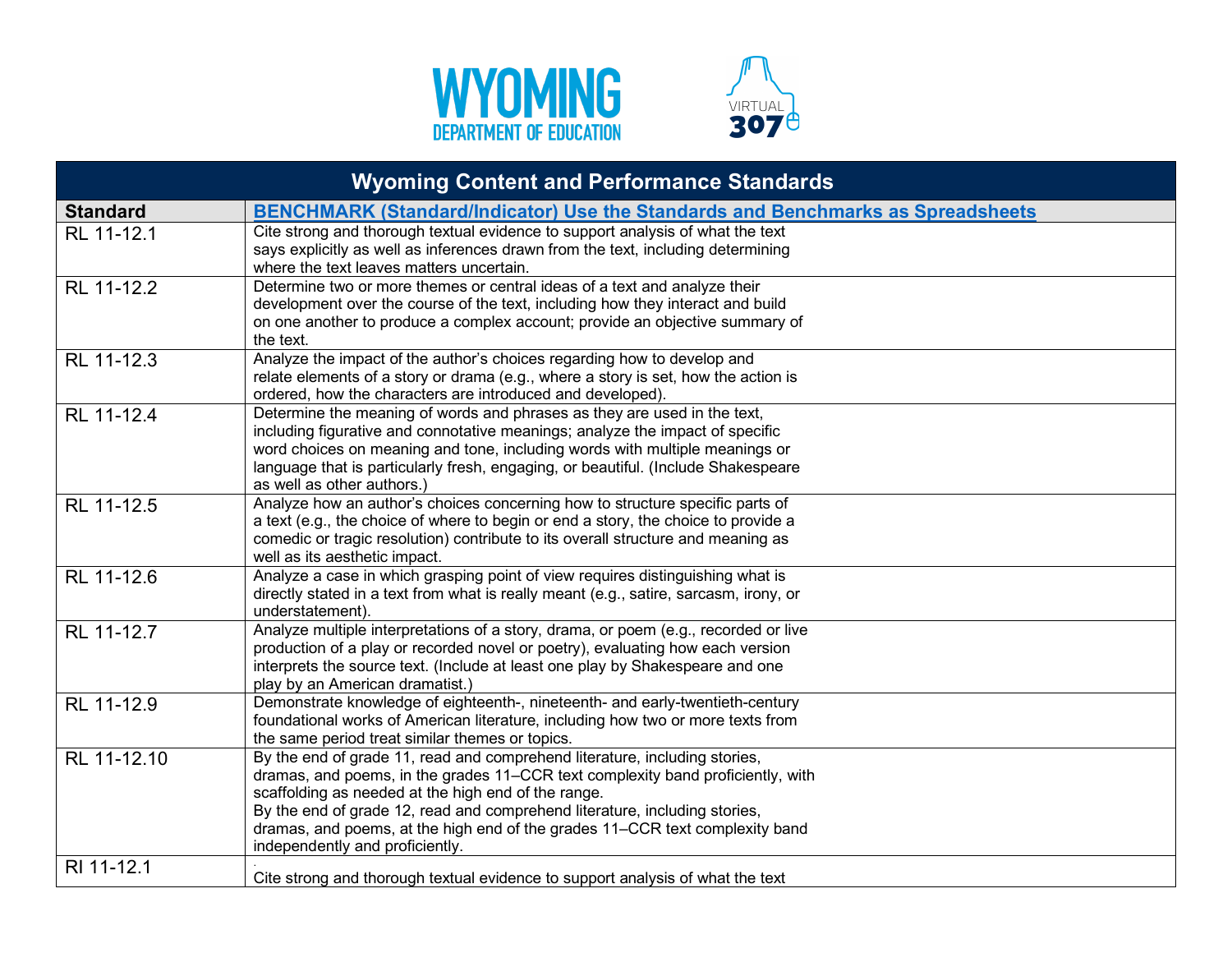WYOMING DEPARTMENT OF EDUCATION

VIRTUAL 307

| Wyoming Content and Performance Standards | |
|---|---|
| **Standard** | **BENCHMARK (Standard/Indicator) Use the Standards and Benchmarks as Spreadsheets** |
| RL 11-12.1 | Cite strong and thorough textual evidence to support analysis of what the text says explicitly as well as inferences drawn from the text, including determining where the text leaves matters uncertain. |
| RL 11-12.2 | Determine two or more themes or central ideas of a text and analyze their development over the course of the text, including how they interact and build on one another to produce a complex account; provide an objective summary of the text. |
| RL 11-12.3 | Analyze the impact of the author's choices regarding how to develop and relate elements of a story or drama (e.g., where a story is set, how the action is ordered, how the characters are introduced and developed). |
| RL 11-12.4 | Determine the meaning of words and phrases as they are used in the text, including figurative and connotative meanings; analyze the impact of specific word choices on meaning and tone, including words with multiple meanings or language that is particularly fresh, engaging, or beautiful. (Include Shakespeare as well as other authors.) |
| RL 11-12.5 | Analyze how an author's choices concerning how to structure specific parts of a text (e.g., the choice of where to begin or end a story, the choice to provide a comedic or tragic resolution) contribute to its overall structure and meaning as well as its aesthetic impact. |
| RL 11-12.6 | Analyze a case in which grasping point of view requires distinguishing what is directly stated in a text from what is really meant (e.g., satire, sarcasm, irony, or understatement). |
| RL 11-12.7 | Analyze multiple interpretations of a story, drama, or poem (e.g., recorded or live production of a play or recorded novel or poetry), evaluating how each version interprets the source text. (Include at least one play by Shakespeare and one play by an American dramatist.) |
| RL 11-12.9 | Demonstrate knowledge of eighteenth-, nineteenth- and early-twentieth-century foundational works of American literature, including how two or more texts from the same period treat similar themes or topics. |
| RL 11-12.10 | By the end of grade 11, read and comprehend literature, including stories, dramas, and poems, in the grades 11–CCR text complexity band proficiently, with scaffolding as needed at the high end of the range.<br>By the end of grade 12, read and comprehend literature, including stories, dramas, and poems, at the high end of the grades 11–CCR text complexity band independently and proficiently. |
| RI 11-12.1 | .<br>Cite strong and thorough textual evidence to support analysis of what the text |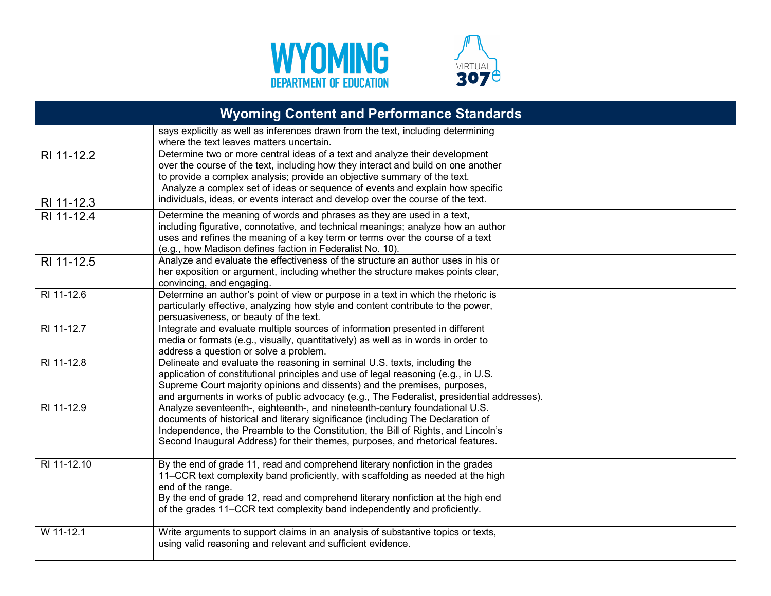| Wyoming Content and Performance Standards | |
|---|---|
| | says explicitly as well as inferences drawn from the text, including determining where the text leaves matters uncertain. |
| RI 11-12.2 | Determine two or more central ideas of a text and analyze their development over the course of the text, including how they interact and build on one another to provide a complex analysis; provide an objective summary of the text. |
| RI 11-12.3 | Analyze a complex set of ideas or sequence of events and explain how specific individuals, ideas, or events interact and develop over the course of the text. |
| RI 11-12.4 | Determine the meaning of words and phrases as they are used in a text, including figurative, connotative, and technical meanings; analyze how an author uses and refines the meaning of a key term or terms over the course of a text (e.g., how Madison defines faction in Federalist No. 10). |
| RI 11-12.5 | Analyze and evaluate the effectiveness of the structure an author uses in his or her exposition or argument, including whether the structure makes points clear, convincing, and engaging. |
| RI 11-12.6 | Determine an author's point of view or purpose in a text in which the rhetoric is particularly effective, analyzing how style and content contribute to the power, persuasiveness, or beauty of the text. |
| RI 11-12.7 | Integrate and evaluate multiple sources of information presented in different media or formats (e.g., visually, quantitatively) as well as in words in order to address a question or solve a problem. |
| RI 11-12.8 | Delineate and evaluate the reasoning in seminal U.S. texts, including the application of constitutional principles and use of legal reasoning (e.g., in U.S. Supreme Court majority opinions and dissents) and the premises, purposes, and arguments in works of public advocacy (e.g., The Federalist, presidential addresses). |
| RI 11-12.9 | Analyze seventeenth-, eighteenth-, and nineteenth-century foundational U.S. documents of historical and literary significance (including The Declaration of Independence, the Preamble to the Constitution, the Bill of Rights, and Lincoln's Second Inaugural Address) for their themes, purposes, and rhetorical features. |
| RI 11-12.10 | By the end of grade 11, read and comprehend literary nonfiction in the grades 11–CCR text complexity band proficiently, with scaffolding as needed at the high end of the range.<br>By the end of grade 12, read and comprehend literary nonfiction at the high end of the grades 11–CCR text complexity band independently and proficiently. |
| W 11-12.1 | Write arguments to support claims in an analysis of substantive topics or texts, using valid reasoning and relevant and sufficient evidence. |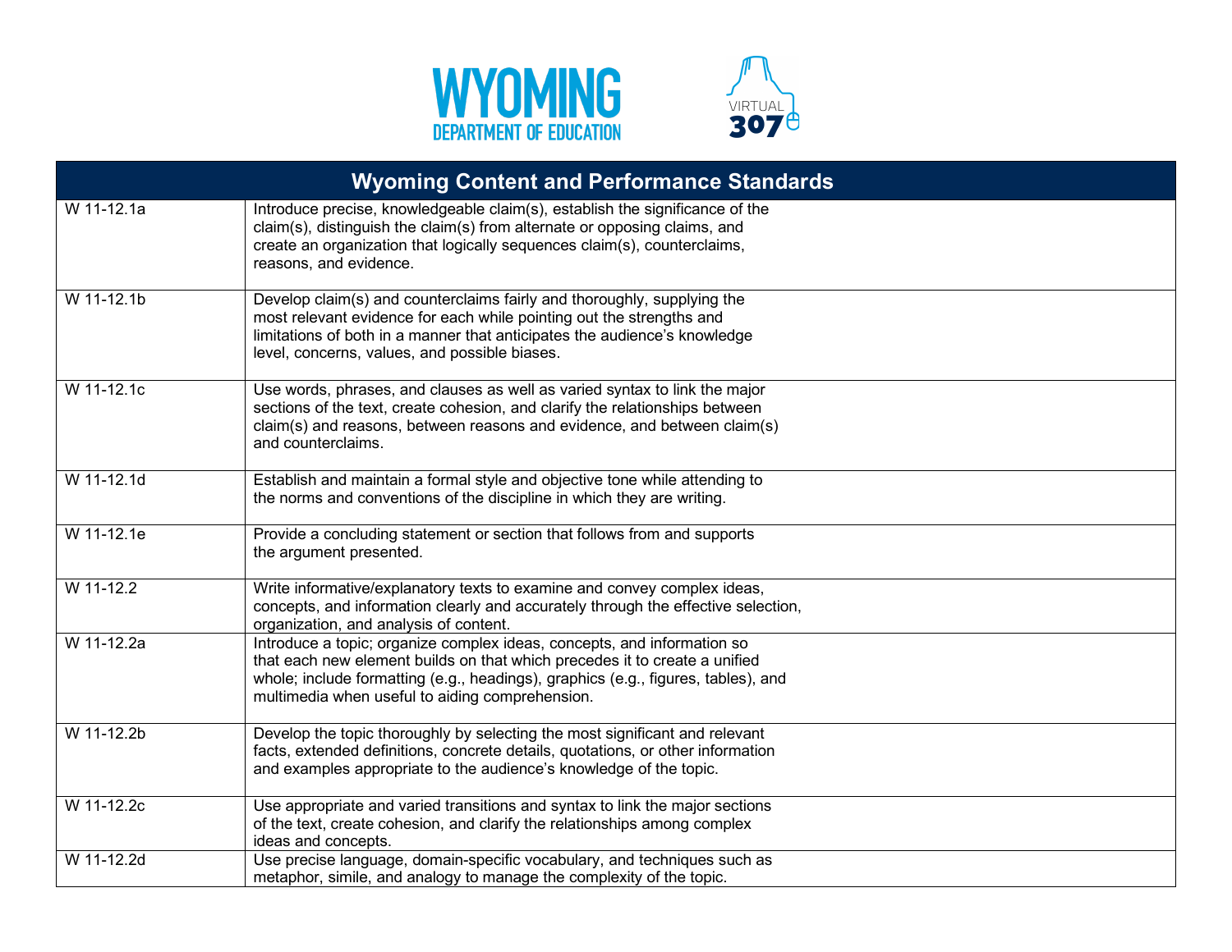| Wyoming Content and Performance Standards | |
|---|---|
| W 11-12.1a | Introduce precise, knowledgeable claim(s), establish the significance of the claim(s), distinguish the claim(s) from alternate or opposing claims, and create an organization that logically sequences claim(s), counterclaims, reasons, and evidence. |
| W 11-12.1b | Develop claim(s) and counterclaims fairly and thoroughly, supplying the most relevant evidence for each while pointing out the strengths and limitations of both in a manner that anticipates the audience's knowledge level, concerns, values, and possible biases. |
| W 11-12.1c | Use words, phrases, and clauses as well as varied syntax to link the major sections of the text, create cohesion, and clarify the relationships between claim(s) and reasons, between reasons and evidence, and between claim(s) and counterclaims. |
| W 11-12.1d | Establish and maintain a formal style and objective tone while attending to the norms and conventions of the discipline in which they are writing. |
| W 11-12.1e | Provide a concluding statement or section that follows from and supports the argument presented. |
| W 11-12.2 | Write informative/explanatory texts to examine and convey complex ideas, concepts, and information clearly and accurately through the effective selection, organization, and analysis of content. |
| W 11-12.2a | Introduce a topic; organize complex ideas, concepts, and information so that each new element builds on that which precedes it to create a unified whole; include formatting (e.g., headings), graphics (e.g., figures, tables), and multimedia when useful to aiding comprehension. |
| W 11-12.2b | Develop the topic thoroughly by selecting the most significant and relevant facts, extended definitions, concrete details, quotations, or other information and examples appropriate to the audience's knowledge of the topic. |
| W 11-12.2c | Use appropriate and varied transitions and syntax to link the major sections of the text, create cohesion, and clarify the relationships among complex ideas and concepts. |
| W 11-12.2d | Use precise language, domain-specific vocabulary, and techniques such as metaphor, simile, and analogy to manage the complexity of the topic. |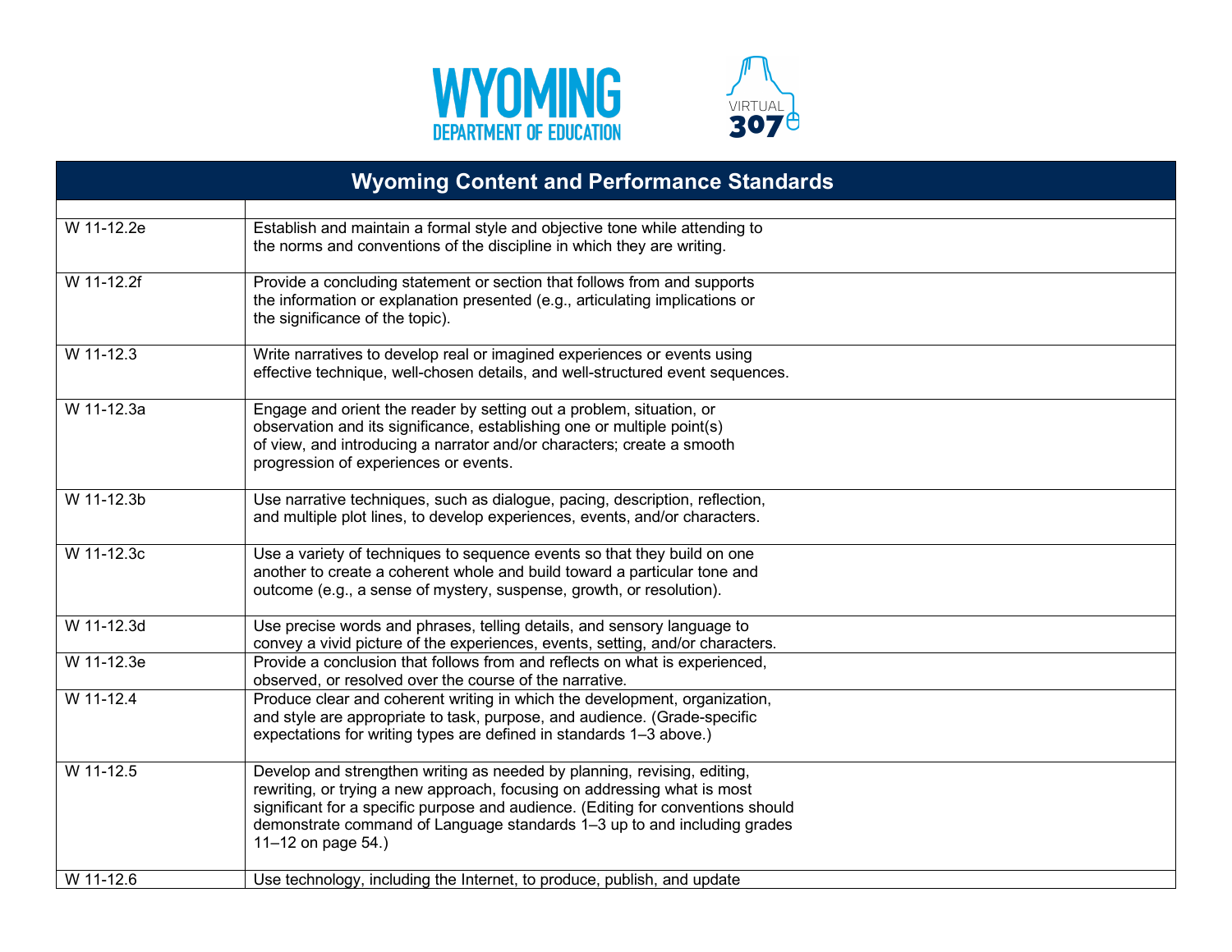| Wyoming Content and Performance Standards | |
|---|---|
| | |
| W 11-12.2e | Establish and maintain a formal style and objective tone while attending to the norms and conventions of the discipline in which they are writing. |
| W 11-12.2f | Provide a concluding statement or section that follows from and supports the information or explanation presented (e.g., articulating implications or the significance of the topic). |
| W 11-12.3 | Write narratives to develop real or imagined experiences or events using effective technique, well-chosen details, and well-structured event sequences. |
| W 11-12.3a | Engage and orient the reader by setting out a problem, situation, or observation and its significance, establishing one or multiple point(s) of view, and introducing a narrator and/or characters; create a smooth progression of experiences or events. |
| W 11-12.3b | Use narrative techniques, such as dialogue, pacing, description, reflection, and multiple plot lines, to develop experiences, events, and/or characters. |
| W 11-12.3c | Use a variety of techniques to sequence events so that they build on one another to create a coherent whole and build toward a particular tone and outcome (e.g., a sense of mystery, suspense, growth, or resolution). |
| W 11-12.3d | Use precise words and phrases, telling details, and sensory language to convey a vivid picture of the experiences, events, setting, and/or characters. |
| W 11-12.3e | Provide a conclusion that follows from and reflects on what is experienced, observed, or resolved over the course of the narrative. |
| W 11-12.4 | Produce clear and coherent writing in which the development, organization, and style are appropriate to task, purpose, and audience. (Grade-specific expectations for writing types are defined in standards 1–3 above.) |
| W 11-12.5 | Develop and strengthen writing as needed by planning, revising, editing, rewriting, or trying a new approach, focusing on addressing what is most significant for a specific purpose and audience. (Editing for conventions should demonstrate command of Language standards 1–3 up to and including grades 11–12 on page 54.) |
| W 11-12.6 | Use technology, including the Internet, to produce, publish, and update |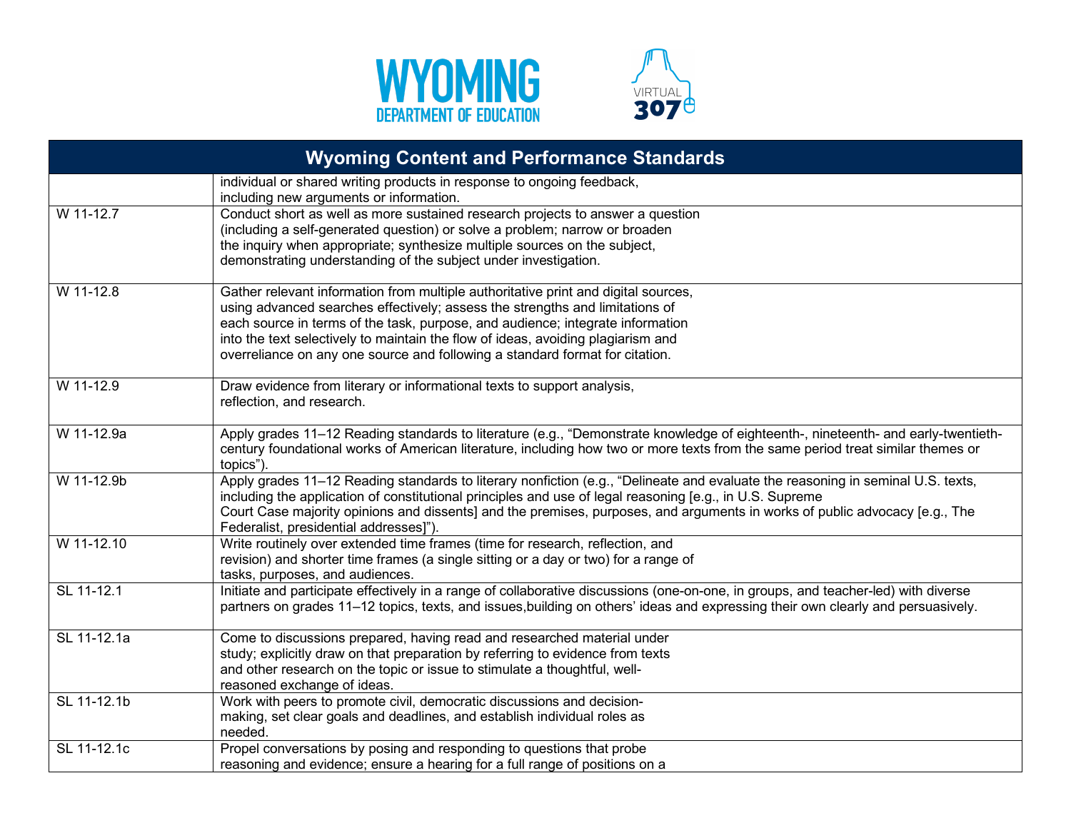## Wyoming Content and Performance Standards

| | |
|---|---|
| | individual or shared writing products in response to ongoing feedback, including new arguments or information. |
| W 11-12.7 | Conduct short as well as more sustained research projects to answer a question (including a self-generated question) or solve a problem; narrow or broaden the inquiry when appropriate; synthesize multiple sources on the subject, demonstrating understanding of the subject under investigation. |
| W 11-12.8 | Gather relevant information from multiple authoritative print and digital sources, using advanced searches effectively; assess the strengths and limitations of each source in terms of the task, purpose, and audience; integrate information into the text selectively to maintain the flow of ideas, avoiding plagiarism and overreliance on any one source and following a standard format for citation. |
| W 11-12.9 | Draw evidence from literary or informational texts to support analysis, reflection, and research. |
| W 11-12.9a | Apply grades 11–12 Reading standards to literature (e.g., "Demonstrate knowledge of eighteenth-, nineteenth- and early-twentieth-century foundational works of American literature, including how two or more texts from the same period treat similar themes or topics"). |
| W 11-12.9b | Apply grades 11–12 Reading standards to literary nonfiction (e.g., "Delineate and evaluate the reasoning in seminal U.S. texts, including the application of constitutional principles and use of legal reasoning [e.g., in U.S. Supreme Court Case majority opinions and dissents] and the premises, purposes, and arguments in works of public advocacy [e.g., The Federalist, presidential addresses]"). |
| W 11-12.10 | Write routinely over extended time frames (time for research, reflection, and revision) and shorter time frames (a single sitting or a day or two) for a range of tasks, purposes, and audiences. |
| SL 11-12.1 | Initiate and participate effectively in a range of collaborative discussions (one-on-one, in groups, and teacher-led) with diverse partners on grades 11–12 topics, texts, and issues,building on others' ideas and expressing their own clearly and persuasively. |
| SL 11-12.1a | Come to discussions prepared, having read and researched material under study; explicitly draw on that preparation by referring to evidence from texts and other research on the topic or issue to stimulate a thoughtful, well-reasoned exchange of ideas. |
| SL 11-12.1b | Work with peers to promote civil, democratic discussions and decision-making, set clear goals and deadlines, and establish individual roles as needed. |
| SL 11-12.1c | Propel conversations by posing and responding to questions that probe reasoning and evidence; ensure a hearing for a full range of positions on a |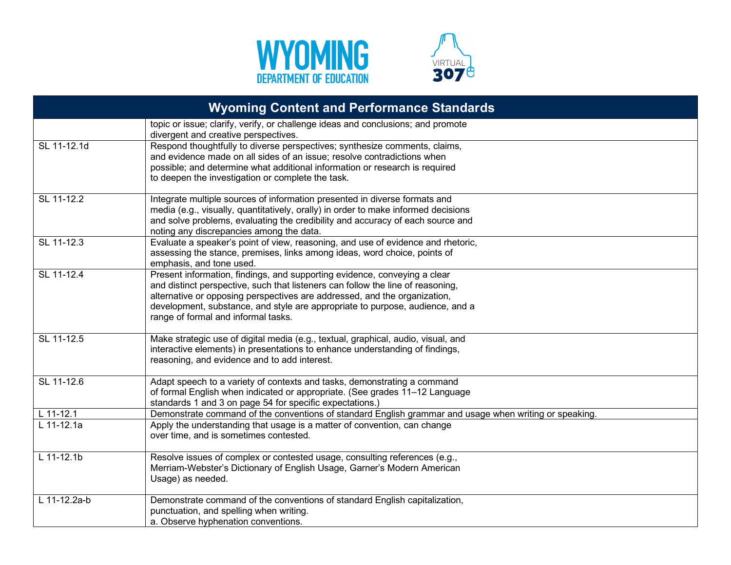| Wyoming Content and Performance Standards | |
|---|---|
| | topic or issue; clarify, verify, or challenge ideas and conclusions; and promote divergent and creative perspectives. |
| SL 11-12.1d | Respond thoughtfully to diverse perspectives; synthesize comments, claims, and evidence made on all sides of an issue; resolve contradictions when possible; and determine what additional information or research is required to deepen the investigation or complete the task. |
| SL 11-12.2 | Integrate multiple sources of information presented in diverse formats and media (e.g., visually, quantitatively, orally) in order to make informed decisions and solve problems, evaluating the credibility and accuracy of each source and noting any discrepancies among the data. |
| SL 11-12.3 | Evaluate a speaker's point of view, reasoning, and use of evidence and rhetoric, assessing the stance, premises, links among ideas, word choice, points of emphasis, and tone used. |
| SL 11-12.4 | Present information, findings, and supporting evidence, conveying a clear and distinct perspective, such that listeners can follow the line of reasoning, alternative or opposing perspectives are addressed, and the organization, development, substance, and style are appropriate to purpose, audience, and a range of formal and informal tasks. |
| SL 11-12.5 | Make strategic use of digital media (e.g., textual, graphical, audio, visual, and interactive elements) in presentations to enhance understanding of findings, reasoning, and evidence and to add interest. |
| SL 11-12.6 | Adapt speech to a variety of contexts and tasks, demonstrating a command of formal English when indicated or appropriate. (See grades 11–12 Language standards 1 and 3 on page 54 for specific expectations.) |
| L 11-12.1 | Demonstrate command of the conventions of standard English grammar and usage when writing or speaking. |
| L 11-12.1a | Apply the understanding that usage is a matter of convention, can change over time, and is sometimes contested. |
| L 11-12.1b | Resolve issues of complex or contested usage, consulting references (e.g., Merriam-Webster's Dictionary of English Usage, Garner's Modern American Usage) as needed. |
| L 11-12.2a-b | Demonstrate command of the conventions of standard English capitalization, punctuation, and spelling when writing.<br>a. Observe hyphenation conventions. |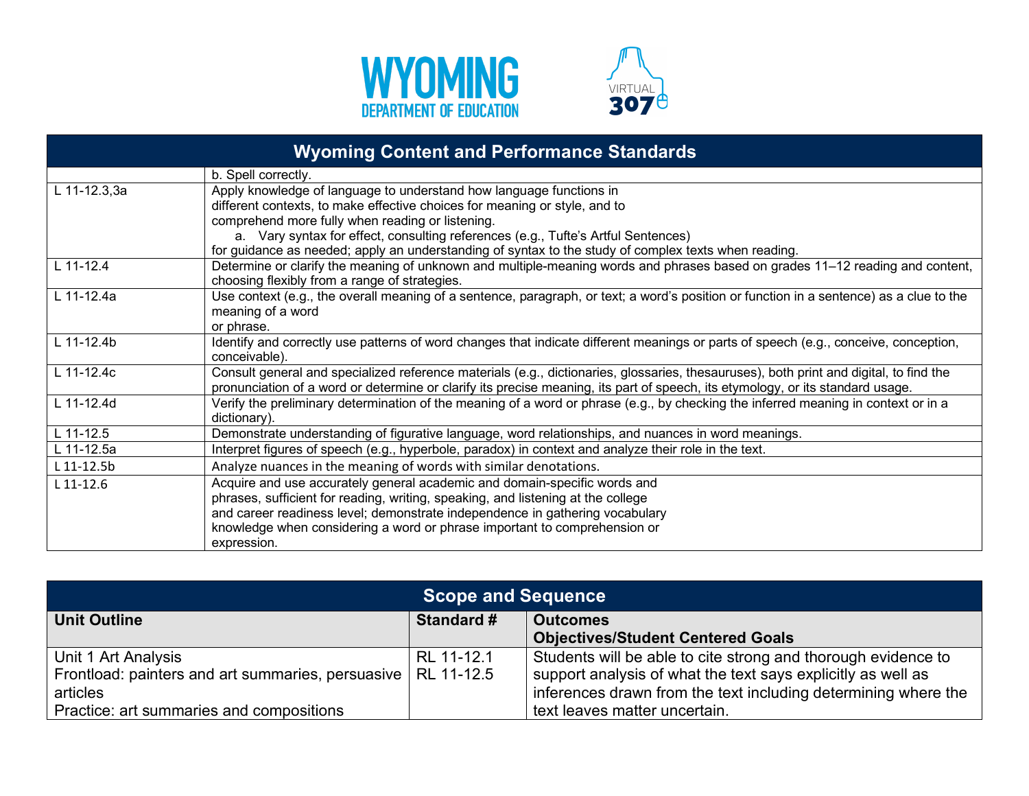## Wyoming Content and Performance Standards

| | |
|---|---|
| | b. Spell correctly. |
| L 11-12.3,3a | Apply knowledge of language to understand how language functions in different contexts, to make effective choices for meaning or style, and to comprehend more fully when reading or listening. a. Vary syntax for effect, consulting references (e.g., Tufte's Artful Sentences) for guidance as needed; apply an understanding of syntax to the study of complex texts when reading. |
| L 11-12.4 | Determine or clarify the meaning of unknown and multiple-meaning words and phrases based on grades 11–12 reading and content, choosing flexibly from a range of strategies. |
| L 11-12.4a | Use context (e.g., the overall meaning of a sentence, paragraph, or text; a word's position or function in a sentence) as a clue to the meaning of a word or phrase. |
| L 11-12.4b | Identify and correctly use patterns of word changes that indicate different meanings or parts of speech (e.g., conceive, conception, conceivable). |
| L 11-12.4c | Consult general and specialized reference materials (e.g., dictionaries, glossaries, thesauruses), both print and digital, to find the pronunciation of a word or determine or clarify its precise meaning, its part of speech, its etymology, or its standard usage. |
| L 11-12.4d | Verify the preliminary determination of the meaning of a word or phrase (e.g., by checking the inferred meaning in context or in a dictionary). |
| L 11-12.5 | Demonstrate understanding of figurative language, word relationships, and nuances in word meanings. |
| L 11-12.5a | Interpret figures of speech (e.g., hyperbole, paradox) in context and analyze their role in the text. |
| L 11-12.5b | Analyze nuances in the meaning of words with similar denotations. |
| L 11-12.6 | Acquire and use accurately general academic and domain-specific words and phrases, sufficient for reading, writing, speaking, and listening at the college and career readiness level; demonstrate independence in gathering vocabulary knowledge when considering a word or phrase important to comprehension or expression. |

## Scope and Sequence

| Unit Outline | Standard # | Outcomes<br>Objectives/Student Centered Goals |
|---|---|---|
| Unit 1 Art Analysis<br>Frontload: painters and art summaries, persuasive articles<br>Practice: art summaries and compositions | RL 11-12.1<br>RL 11-12.5 | Students will be able to cite strong and thorough evidence to support analysis of what the text says explicitly as well as inferences drawn from the text including determining where the text leaves matter uncertain. |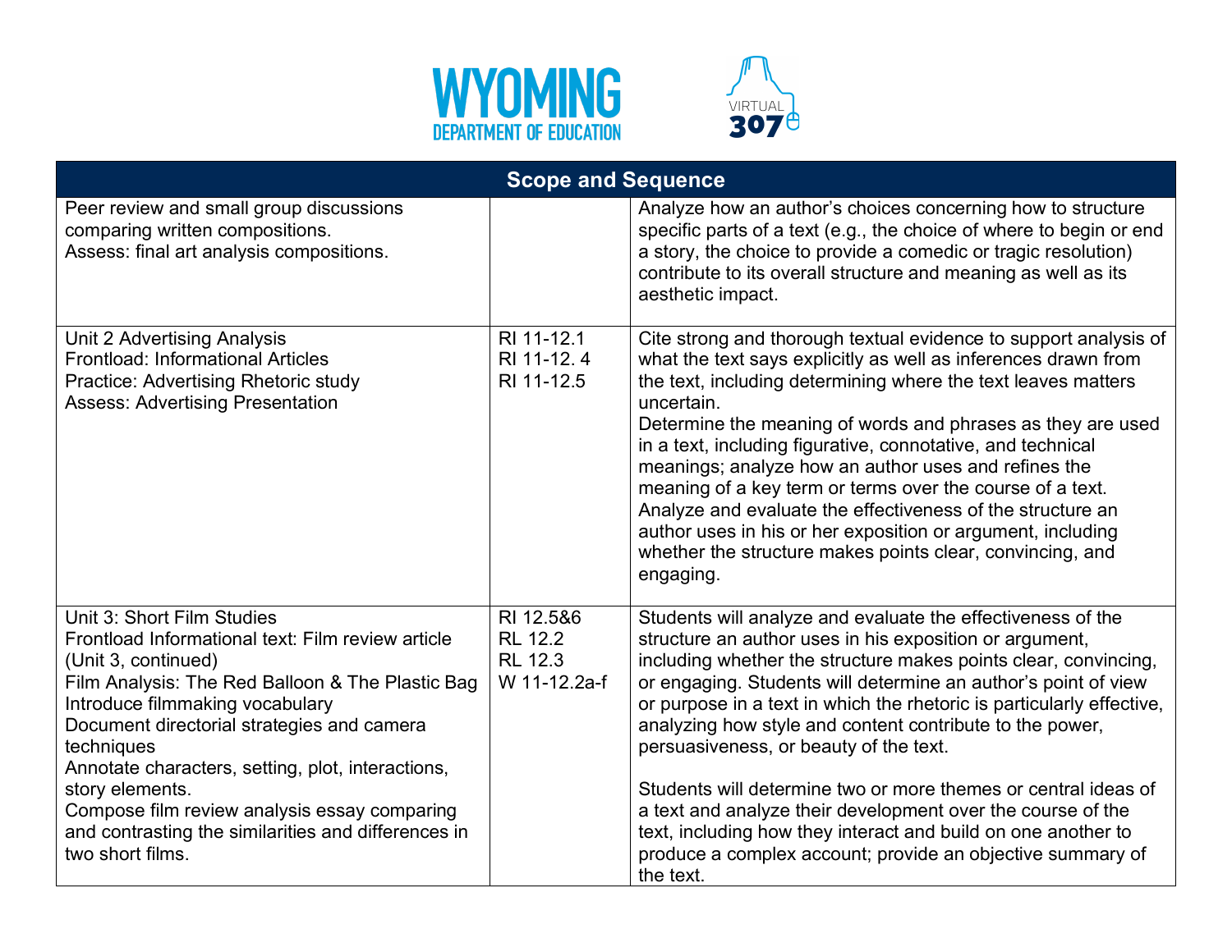| Scope and Sequence | | |
|---|---|---|
| Peer review and small group discussions comparing written compositions.<br>Assess: final art analysis compositions. | | Analyze how an author's choices concerning how to structure specific parts of a text (e.g., the choice of where to begin or end a story, the choice to provide a comedic or tragic resolution) contribute to its overall structure and meaning as well as its aesthetic impact. |
| Unit 2 Advertising Analysis<br>Frontload: Informational Articles<br>Practice: Advertising Rhetoric study<br>Assess: Advertising Presentation | RI 11-12.1<br>RI 11-12. 4<br>RI 11-12.5 | Cite strong and thorough textual evidence to support analysis of what the text says explicitly as well as inferences drawn from the text, including determining where the text leaves matters uncertain.<br>Determine the meaning of words and phrases as they are used in a text, including figurative, connotative, and technical meanings; analyze how an author uses and refines the meaning of a key term or terms over the course of a text.<br>Analyze and evaluate the effectiveness of the structure an author uses in his or her exposition or argument, including whether the structure makes points clear, convincing, and engaging. |
| Unit 3: Short Film Studies<br>Frontload Informational text: Film review article<br>(Unit 3, continued)<br>Film Analysis: The Red Balloon & The Plastic Bag<br>Introduce filmmaking vocabulary<br>Document directorial strategies and camera techniques<br>Annotate characters, setting, plot, interactions, story elements.<br>Compose film review analysis essay comparing and contrasting the similarities and differences in two short films. | RI 12.5&6<br>RL 12.2<br>RL 12.3<br>W 11-12.2a-f | Students will analyze and evaluate the effectiveness of the structure an author uses in his exposition or argument, including whether the structure makes points clear, convincing, or engaging. Students will determine an author's point of view or purpose in a text in which the rhetoric is particularly effective, analyzing how style and content contribute to the power, persuasiveness, or beauty of the text.<br><br>Students will determine two or more themes or central ideas of a text and analyze their development over the course of the text, including how they interact and build on one another to produce a complex account; provide an objective summary of the text. |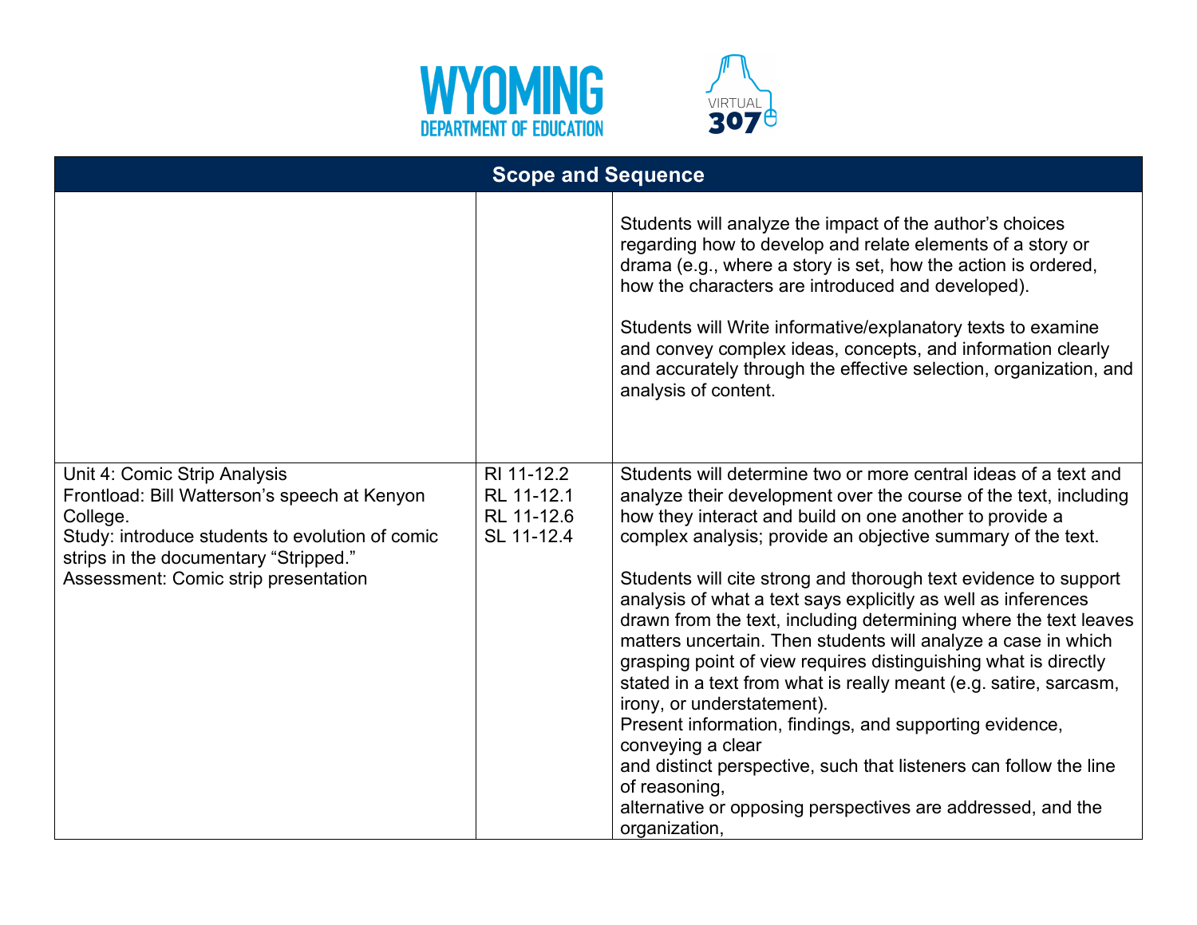| Scope and Sequence | | |
|---|---|---|
| | | Students will analyze the impact of the author's choices regarding how to develop and relate elements of a story or drama (e.g., where a story is set, how the action is ordered, how the characters are introduced and developed).<br><br>Students will Write informative/explanatory texts to examine and convey complex ideas, concepts, and information clearly and accurately through the effective selection, organization, and analysis of content. |
| Unit 4: Comic Strip Analysis<br>Frontload: Bill Watterson's speech at Kenyon College.<br>Study: introduce students to evolution of comic strips in the documentary "Stripped."<br>Assessment: Comic strip presentation | RI 11-12.2<br>RL 11-12.1<br>RL 11-12.6<br>SL 11-12.4 | Students will determine two or more central ideas of a text and analyze their development over the course of the text, including how they interact and build on one another to provide a complex analysis; provide an objective summary of the text.<br><br>Students will cite strong and thorough text evidence to support analysis of what a text says explicitly as well as inferences drawn from the text, including determining where the text leaves matters uncertain. Then students will analyze a case in which grasping point of view requires distinguishing what is directly stated in a text from what is really meant (e.g. satire, sarcasm, irony, or understatement).<br>Present information, findings, and supporting evidence, conveying a clear and distinct perspective, such that listeners can follow the line of reasoning, alternative or opposing perspectives are addressed, and the organization, |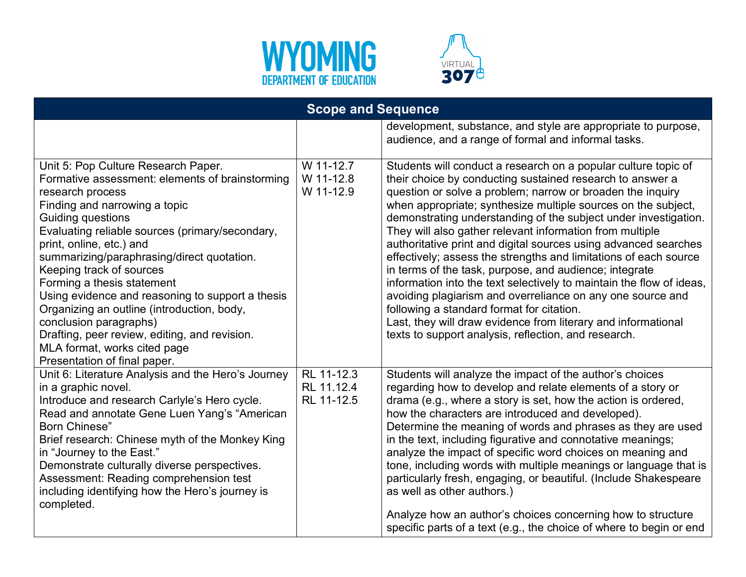| Scope and Sequence | | |
|---|---|---|
| | | development, substance, and style are appropriate to purpose, audience, and a range of formal and informal tasks. |
| Unit 5: Pop Culture Research Paper.<br>Formative assessment: elements of brainstorming research process<br>Finding and narrowing a topic<br>Guiding questions<br>Evaluating reliable sources (primary/secondary, print, online, etc.) and summarizing/paraphrasing/direct quotation.<br>Keeping track of sources<br>Forming a thesis statement<br>Using evidence and reasoning to support a thesis<br>Organizing an outline (introduction, body, conclusion paragraphs)<br>Drafting, peer review, editing, and revision.<br>MLA format, works cited page<br>Presentation of final paper. | W 11-12.7<br>W 11-12.8<br>W 11-12.9 | Students will conduct a research on a popular culture topic of their choice by conducting sustained research to answer a question or solve a problem; narrow or broaden the inquiry when appropriate; synthesize multiple sources on the subject, demonstrating understanding of the subject under investigation. They will also gather relevant information from multiple authoritative print and digital sources using advanced searches effectively; assess the strengths and limitations of each source in terms of the task, purpose, and audience; integrate information into the text selectively to maintain the flow of ideas, avoiding plagiarism and overreliance on any one source and following a standard format for citation.<br>Last, they will draw evidence from literary and informational texts to support analysis, reflection, and research. |
| Unit 6: Literature Analysis and the Hero's Journey in a graphic novel.<br>Introduce and research Carlyle's Hero cycle.<br>Read and annotate Gene Luen Yang's "American Born Chinese"<br>Brief research: Chinese myth of the Monkey King in "Journey to the East."<br>Demonstrate culturally diverse perspectives.<br>Assessment: Reading comprehension test including identifying how the Hero's journey is completed. | RL 11-12.3<br>RL 11.12.4<br>RL 11-12.5 | Students will analyze the impact of the author's choices regarding how to develop and relate elements of a story or drama (e.g., where a story is set, how the action is ordered, how the characters are introduced and developed).<br>Determine the meaning of words and phrases as they are used in the text, including figurative and connotative meanings; analyze the impact of specific word choices on meaning and tone, including words with multiple meanings or language that is particularly fresh, engaging, or beautiful. (Include Shakespeare as well as other authors.)<br><br>Analyze how an author's choices concerning how to structure specific parts of a text (e.g., the choice of where to begin or end |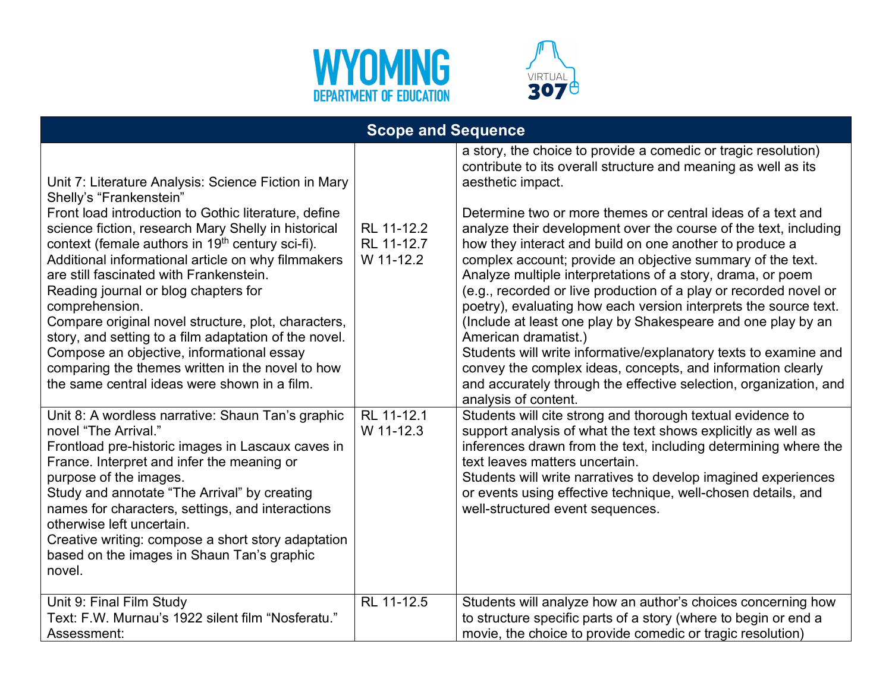| Scope and Sequence | | |
|---|---|---|
| Unit 7: Literature Analysis: Science Fiction in Mary Shelly's "Frankenstein"<br>Front load introduction to Gothic literature, define science fiction, research Mary Shelly in historical context (female authors in 19th century sci-fi).<br>Additional informational article on why filmmakers are still fascinated with Frankenstein.<br>Reading journal or blog chapters for comprehension.<br>Compare original novel structure, plot, characters, story, and setting to a film adaptation of the novel.<br>Compose an objective, informational essay comparing the themes written in the novel to how the same central ideas were shown in a film. | RL 11-12.2<br>RL 11-12.7<br>W 11-12.2 | a story, the choice to provide a comedic or tragic resolution) contribute to its overall structure and meaning as well as its aesthetic impact.<br><br>Determine two or more themes or central ideas of a text and analyze their development over the course of the text, including how they interact and build on one another to produce a complex account; provide an objective summary of the text.<br>Analyze multiple interpretations of a story, drama, or poem (e.g., recorded or live production of a play or recorded novel or poetry), evaluating how each version interprets the source text. (Include at least one play by Shakespeare and one play by an American dramatist.)<br>Students will write informative/explanatory texts to examine and convey the complex ideas, concepts, and information clearly and accurately through the effective selection, organization, and analysis of content. |
| Unit 8: A wordless narrative: Shaun Tan's graphic novel "The Arrival."<br>Frontload pre-historic images in Lascaux caves in France. Interpret and infer the meaning or purpose of the images.<br>Study and annotate "The Arrival" by creating names for characters, settings, and interactions otherwise left uncertain.<br>Creative writing: compose a short story adaptation based on the images in Shaun Tan's graphic novel. | RL 11-12.1<br>W 11-12.3 | Students will cite strong and thorough textual evidence to support analysis of what the text shows explicitly as well as inferences drawn from the text, including determining where the text leaves matters uncertain.<br>Students will write narratives to develop imagined experiences or events using effective technique, well-chosen details, and well-structured event sequences. |
| Unit 9: Final Film Study<br>Text: F.W. Murnau's 1922 silent film "Nosferatu."<br>Assessment: | RL 11-12.5 | Students will analyze how an author's choices concerning how to structure specific parts of a story (where to begin or end a movie, the choice to provide comedic or tragic resolution) |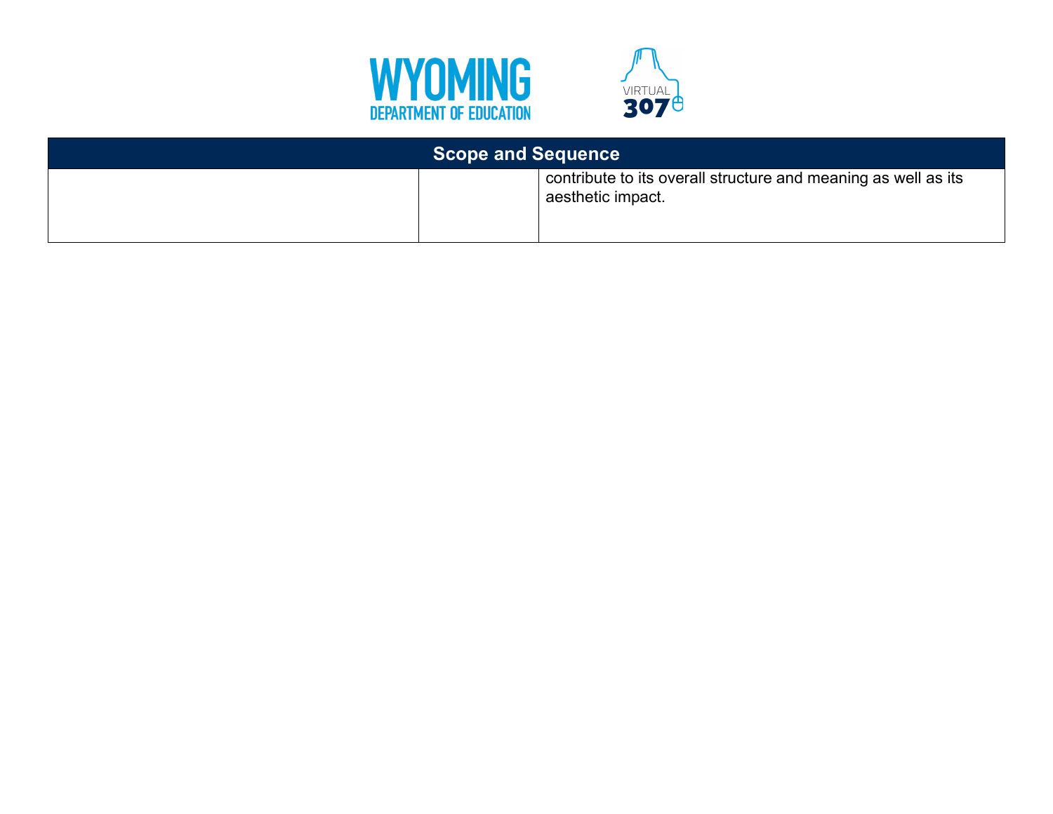| Scope and Sequence | | |
|---|---|---|
| | | contribute to its overall structure and meaning as well as its aesthetic impact. |